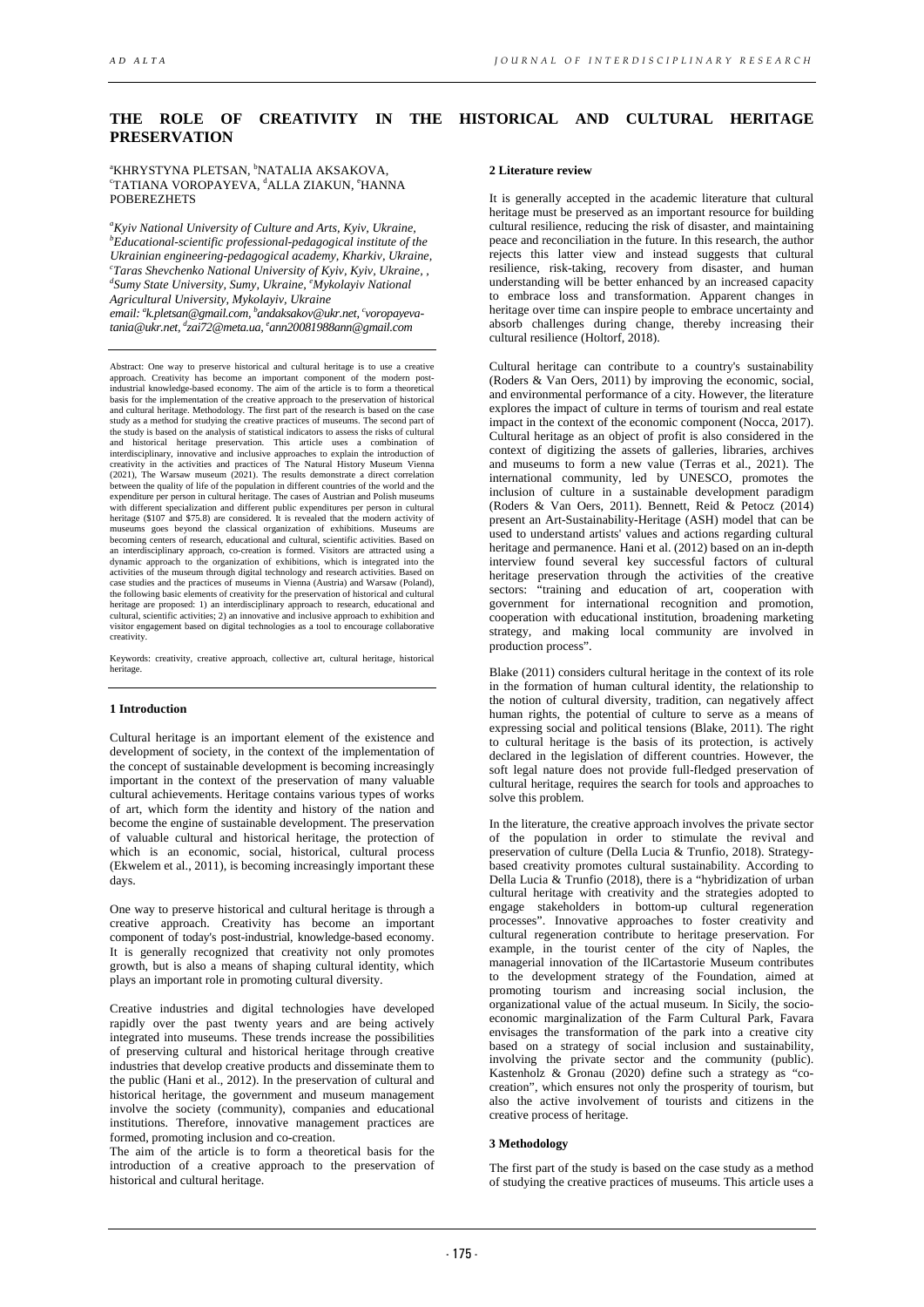# THE ROLE OF CREATIVITY IN THE HISTORICAL AND CULTURAL HERITAGE PRESERVATION

[a]KHRYSTYNA PLETSAN, [b]NATALIA AKSAKOVA, [c]TATIANA VOROPAYEVA, [d]ALLA ZIAKUN, [e]HANNA POBEREZHETS

*[a]Kyiv National University of Culture and Arts, Kyiv, Ukraine, [b]Educational-scientific professional-pedagogical institute of the Ukrainian engineering-pedagogical academy, Kharkiv, Ukraine, [c]Taras Shevchenko National University of Kyiv, Kyiv, Ukraine, , [d]Sumy State University, Sumy, Ukraine, [e]Mykolayiv National Agricultural University, Mykolayiv, Ukraine*
*email: [a]k.pletsan@gmail.com, [b]andaksakov@ukr.net, [c]voropayeva-tania@ukr.net, [d]zai72@meta.ua, [e]ann20081988ann@gmail.com*

Abstract: One way to preserve historical and cultural heritage is to use a creative approach. Creativity has become an important component of the modern post-industrial knowledge-based economy. The aim of the article is to form a theoretical basis for the implementation of the creative approach to the preservation of historical and cultural heritage. Methodology. The first part of the research is based on the case study as a method for studying the creative practices of museums. The second part of the study is based on the analysis of statistical indicators to assess the risks of cultural and historical heritage preservation. This article uses a combination of interdisciplinary, innovative and inclusive approaches to explain the introduction of creativity in the activities and practices of The Natural History Museum Vienna (2021), The Warsaw museum (2021). The results demonstrate a direct correlation between the quality of life of the population in different countries of the world and the expenditure per person in cultural heritage. The cases of Austrian and Polish museums with different specialization and different public expenditures per person in cultural heritage ($107 and $75.8) are considered. It is revealed that the modern activity of museums goes beyond the classical organization of exhibitions. Museums are becoming centers of research, educational and cultural, scientific activities. Based on an interdisciplinary approach, co-creation is formed. Visitors are attracted using a dynamic approach to the organization of exhibitions, which is integrated into the activities of the museum through digital technology and research activities. Based on case studies and the practices of museums in Vienna (Austria) and Warsaw (Poland), the following basic elements of creativity for the preservation of historical and cultural heritage are proposed: 1) an interdisciplinary approach to research, educational and cultural, scientific activities; 2) an innovative and inclusive approach to exhibition and visitor engagement based on digital technologies as a tool to encourage collaborative creativity.

Keywords: creativity, creative approach, collective art, cultural heritage, historical heritage.

## 1 Introduction

Cultural heritage is an important element of the existence and development of society, in the context of the implementation of the concept of sustainable development is becoming increasingly important in the context of the preservation of many valuable cultural achievements. Heritage contains various types of works of art, which form the identity and history of the nation and become the engine of sustainable development. The preservation of valuable cultural and historical heritage, the protection of which is an economic, social, historical, cultural process (Ekwelem et al., 2011), is becoming increasingly important these days.

One way to preserve historical and cultural heritage is through a creative approach. Creativity has become an important component of today's post-industrial, knowledge-based economy. It is generally recognized that creativity not only promotes growth, but is also a means of shaping cultural identity, which plays an important role in promoting cultural diversity.

Creative industries and digital technologies have developed rapidly over the past twenty years and are being actively integrated into museums. These trends increase the possibilities of preserving cultural and historical heritage through creative industries that develop creative products and disseminate them to the public (Hani et al., 2012). In the preservation of cultural and historical heritage, the government and museum management involve the society (community), companies and educational institutions. Therefore, innovative management practices are formed, promoting inclusion and co-creation.

The aim of the article is to form a theoretical basis for the introduction of a creative approach to the preservation of historical and cultural heritage.

## 2 Literature review

It is generally accepted in the academic literature that cultural heritage must be preserved as an important resource for building cultural resilience, reducing the risk of disaster, and maintaining peace and reconciliation in the future. In this research, the author rejects this latter view and instead suggests that cultural resilience, risk-taking, recovery from disaster, and human understanding will be better enhanced by an increased capacity to embrace loss and transformation. Apparent changes in heritage over time can inspire people to embrace uncertainty and absorb challenges during change, thereby increasing their cultural resilience (Holtorf, 2018).

Cultural heritage can contribute to a country's sustainability (Roders & Van Oers, 2011) by improving the economic, social, and environmental performance of a city. However, the literature explores the impact of culture in terms of tourism and real estate impact in the context of the economic component (Nocca, 2017). Cultural heritage as an object of profit is also considered in the context of digitizing the assets of galleries, libraries, archives and museums to form a new value (Terras et al., 2021). The international community, led by UNESCO, promotes the inclusion of culture in a sustainable development paradigm (Roders & Van Oers, 2011). Bennett, Reid & Petocz (2014) present an Art-Sustainability-Heritage (ASH) model that can be used to understand artists' values and actions regarding cultural heritage and permanence. Hani et al. (2012) based on an in-depth interview found several key successful factors of cultural heritage preservation through the activities of the creative sectors: "training and education of art, cooperation with government for international recognition and promotion, cooperation with educational institution, broadening marketing strategy, and making local community are involved in production process".

Blake (2011) considers cultural heritage in the context of its role in the formation of human cultural identity, the relationship to the notion of cultural diversity, tradition, can negatively affect human rights, the potential of culture to serve as a means of expressing social and political tensions (Blake, 2011). The right to cultural heritage is the basis of its protection, is actively declared in the legislation of different countries. However, the soft legal nature does not provide full-fledged preservation of cultural heritage, requires the search for tools and approaches to solve this problem.

In the literature, the creative approach involves the private sector of the population in order to stimulate the revival and preservation of culture (Della Lucia & Trunfio, 2018). Strategy-based creativity promotes cultural sustainability. According to Della Lucia & Trunfio (2018), there is a "hybridization of urban cultural heritage with creativity and the strategies adopted to engage stakeholders in bottom-up cultural regeneration processes". Innovative approaches to foster creativity and cultural regeneration contribute to heritage preservation. For example, in the tourist center of the city of Naples, the managerial innovation of the IlCartastorie Museum contributes to the development strategy of the Foundation, aimed at promoting tourism and increasing social inclusion, the organizational value of the actual museum. In Sicily, the socio-economic marginalization of the Farm Cultural Park, Favara envisages the transformation of the park into a creative city based on a strategy of social inclusion and sustainability, involving the private sector and the community (public). Kastenholz & Gronau (2020) define such a strategy as "co-creation", which ensures not only the prosperity of tourism, but also the active involvement of tourists and citizens in the creative process of heritage.

## 3 Methodology

The first part of the study is based on the case study as a method of studying the creative practices of museums. This article uses a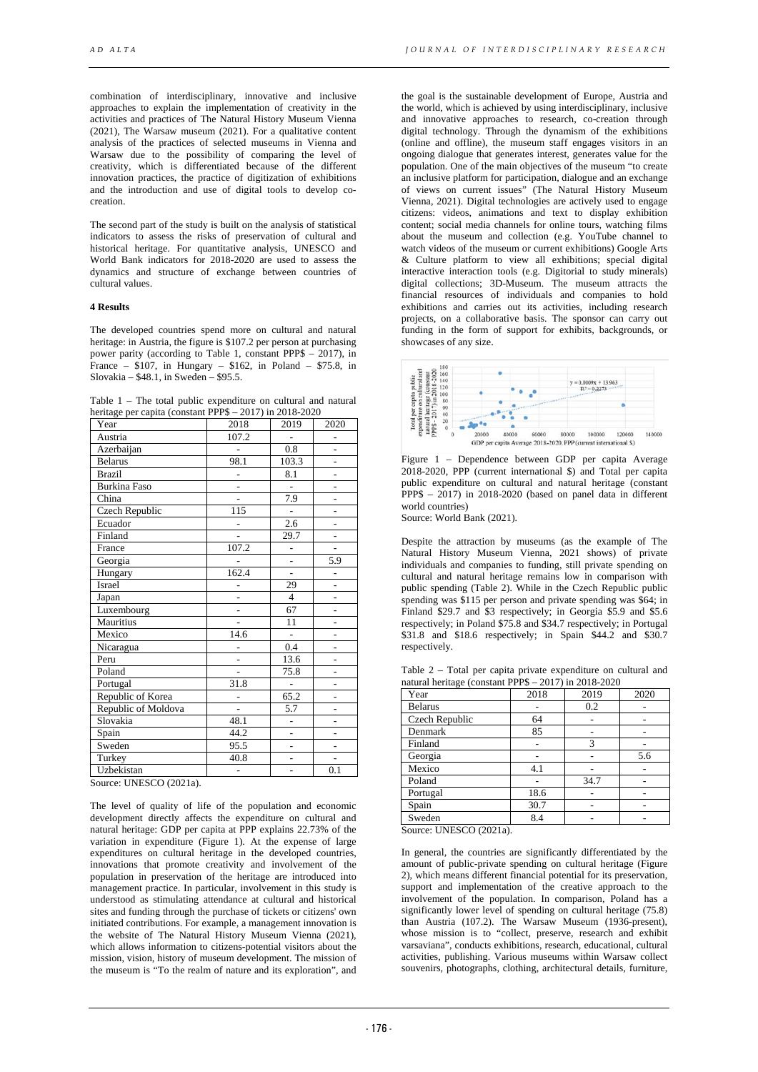combination of interdisciplinary, innovative and inclusive approaches to explain the implementation of creativity in the activities and practices of The Natural History Museum Vienna (2021), The Warsaw museum (2021). For a qualitative content analysis of the practices of selected museums in Vienna and Warsaw due to the possibility of comparing the level of creativity, which is differentiated because of the different innovation practices, the practice of digitization of exhibitions and the introduction and use of digital tools to develop co-creation.

The second part of the study is built on the analysis of statistical indicators to assess the risks of preservation of cultural and historical heritage. For quantitative analysis, UNESCO and World Bank indicators for 2018-2020 are used to assess the dynamics and structure of exchange between countries of cultural values.

**4 Results**

The developed countries spend more on cultural and natural heritage: in Austria, the figure is $107.2 per person at purchasing power parity (according to Table 1, constant PPP$ – 2017), in France – $107, in Hungary – $162, in Poland – $75.8, in Slovakia – $48.1, in Sweden – $95.5.

Table 1 – The total public expenditure on cultural and natural heritage per capita (constant PPP$ – 2017) in 2018-2020

| Year | 2018 | 2019 | 2020 |
|---|---|---|---|
| Austria | 107.2 | - | - |
| Azerbaijan | - | 0.8 | - |
| Belarus | 98.1 | 103.3 | - |
| Brazil | - | 8.1 | - |
| Burkina Faso | - | - | - |
| China | - | 7.9 | - |
| Czech Republic | 115 | - | - |
| Ecuador | - | 2.6 | - |
| Finland | - | 29.7 | - |
| France | 107.2 | - | - |
| Georgia | - | - | 5.9 |
| Hungary | 162.4 | - | - |
| Israel | - | 29 | - |
| Japan | - | 4 | - |
| Luxembourg | - | 67 | - |
| Mauritius | - | 11 | - |
| Mexico | 14.6 | - | - |
| Nicaragua | - | 0.4 | - |
| Peru | - | 13.6 | - |
| Poland | - | 75.8 | - |
| Portugal | 31.8 | - | - |
| Republic of Korea | - | 65.2 | - |
| Republic of Moldova | - | 5.7 | - |
| Slovakia | 48.1 | - | - |
| Spain | 44.2 | - | - |
| Sweden | 95.5 | - | - |
| Turkey | 40.8 | - | - |
| Uzbekistan | - | - | 0.1 |

Source: UNESCO (2021a).

The level of quality of life of the population and economic development directly affects the expenditure on cultural and natural heritage: GDP per capita at PPP explains 22.73% of the variation in expenditure (Figure 1). At the expense of large expenditures on cultural heritage in the developed countries, innovations that promote creativity and involvement of the population in preservation of the heritage are introduced into management practice. In particular, involvement in this study is understood as stimulating attendance at cultural and historical sites and funding through the purchase of tickets or citizens' own initiated contributions. For example, a management innovation is the website of The Natural History Museum Vienna (2021), which allows information to citizens-potential visitors about the mission, vision, history of museum development. The mission of the museum is "To the realm of nature and its exploration", and the goal is the sustainable development of Europe, Austria and the world, which is achieved by using interdisciplinary, inclusive and innovative approaches to research, co-creation through digital technology. Through the dynamism of the exhibitions (online and offline), the museum staff engages visitors in an ongoing dialogue that generates interest, generates value for the population. One of the main objectives of the museum "to create an inclusive platform for participation, dialogue and an exchange of views on current issues" (The Natural History Museum Vienna, 2021). Digital technologies are actively used to engage citizens: videos, animations and text to display exhibition content; social media channels for online tours, watching films about the museum and collection (e.g. YouTube channel to watch videos of the museum or current exhibitions) Google Arts & Culture platform to view all exhibitions; special digital interactive interaction tools (e.g. Digitorial to study minerals) digital collections; 3D-Museum. The museum attracts the financial resources of individuals and companies to hold exhibitions and carries out its activities, including research projects, on a collaborative basis. The sponsor can carry out funding in the form of support for exhibits, backgrounds, or showcases of any size.

Figure 1 – Dependence between GDP per capita Average 2018-2020, PPP (current international $) and Total per capita public expenditure on cultural and natural heritage (constant PPP$ – 2017) in 2018-2020 (based on panel data in different world countries)
Source: World Bank (2021).

Despite the attraction by museums (as the example of The Natural History Museum Vienna, 2021 shows) of private individuals and companies to funding, still private spending on cultural and natural heritage remains low in comparison with public spending (Table 2). While in the Czech Republic public spending was $115 per person and private spending was $64; in Finland $29.7 and $3 respectively; in Georgia $5.9 and $5.6 respectively; in Poland $75.8 and $34.7 respectively; in Portugal $31.8 and $18.6 respectively; in Spain $44.2 and $30.7 respectively.

Table 2 – Total per capita private expenditure on cultural and natural heritage (constant PPP$ – 2017) in 2018-2020

| Year | 2018 | 2019 | 2020 |
|---|---|---|---|
| Belarus | - | 0.2 | - |
| Czech Republic | 64 | - | - |
| Denmark | 85 | - | - |
| Finland | - | 3 | - |
| Georgia | - | - | 5.6 |
| Mexico | 4.1 | - | - |
| Poland | - | 34.7 | - |
| Portugal | 18.6 | - | - |
| Spain | 30.7 | - | - |
| Sweden | 8.4 | - | - |

Source: UNESCO (2021a).

In general, the countries are significantly differentiated by the amount of public-private spending on cultural heritage (Figure 2), which means different financial potential for its preservation, support and implementation of the creative approach to the involvement of the population. In comparison, Poland has a significantly lower level of spending on cultural heritage (75.8) than Austria (107.2). The Warsaw Museum (1936-present), whose mission is to "collect, preserve, research and exhibit varsaviana", conducts exhibitions, research, educational, cultural activities, publishing. Various museums within Warsaw collect souvenirs, photographs, clothing, architectural details, furniture,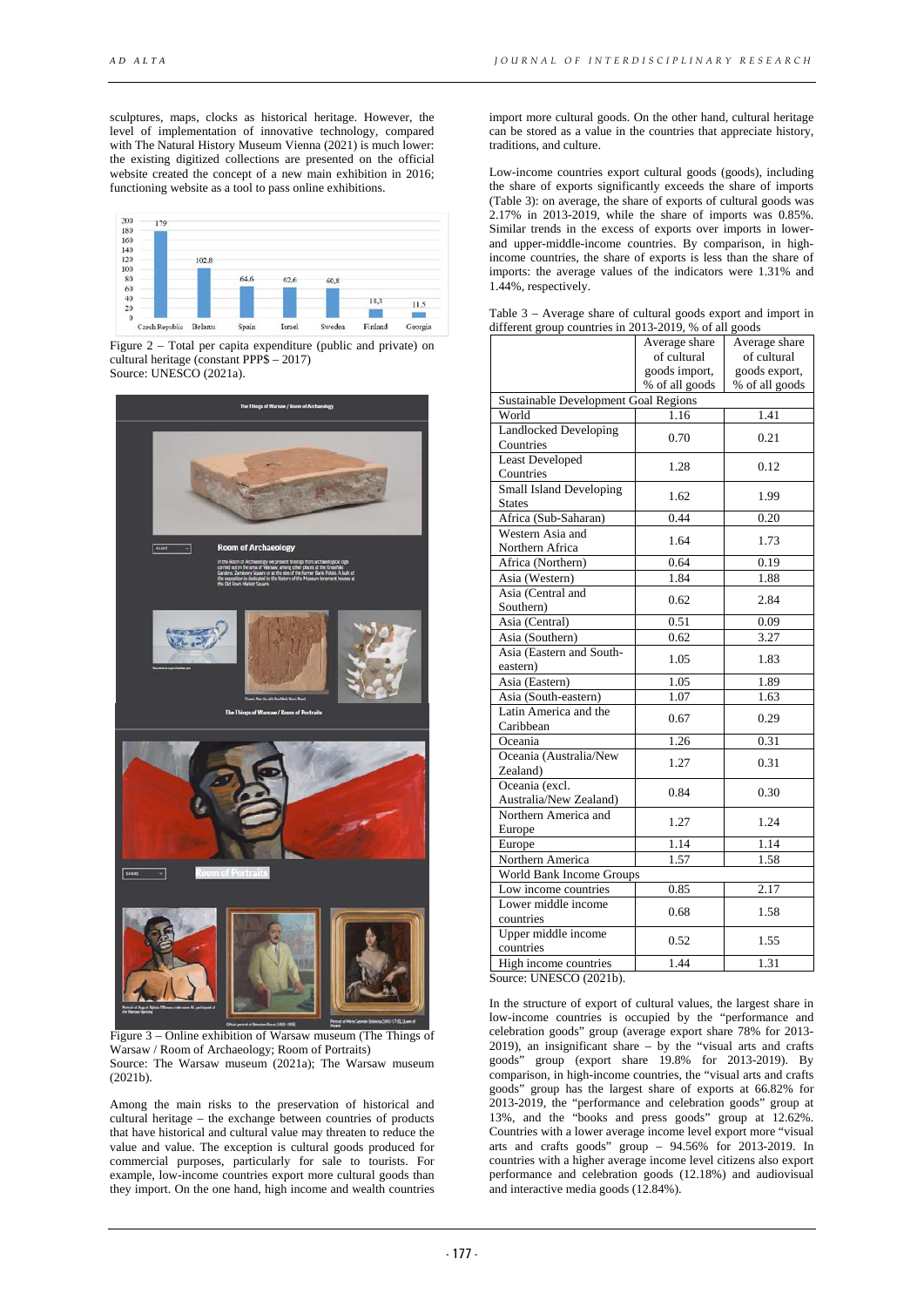sculptures, maps, clocks as historical heritage. However, the level of implementation of innovative technology, compared with The Natural History Museum Vienna (2021) is much lower: the existing digitized collections are presented on the official website created the concept of a new main exhibition in 2016; functioning website as a tool to pass online exhibitions.

Figure 2 – Total per capita expenditure (public and private) on cultural heritage (constant PPP$ – 2017)
Source: UNESCO (2021a).

Figure 3 – Online exhibition of Warsaw museum (The Things of Warsaw / Room of Archaeology; Room of Portraits)
Source: The Warsaw museum (2021a); The Warsaw museum (2021b).

Among the main risks to the preservation of historical and cultural heritage – the exchange between countries of products that have historical and cultural value may threaten to reduce the value and value. The exception is cultural goods produced for commercial purposes, particularly for sale to tourists. For example, low-income countries export more cultural goods than they import. On the one hand, high income and wealth countries import more cultural goods. On the other hand, cultural heritage can be stored as a value in the countries that appreciate history, traditions, and culture.

Low-income countries export cultural goods (goods), including the share of exports significantly exceeds the share of imports (Table 3): on average, the share of exports of cultural goods was 2.17% in 2013-2019, while the share of imports was 0.85%. Similar trends in the excess of exports over imports in lower- and upper-middle-income countries. By comparison, in high-income countries, the share of exports is less than the share of imports: the average values of the indicators were 1.31% and 1.44%, respectively.

Table 3 – Average share of cultural goods export and import in different group countries in 2013-2019, % of all goods

| | Average share of cultural goods import, % of all goods | Average share of cultural goods export, % of all goods |
|---|---|---|
| Sustainable Development Goal Regions | | |
| World | 1.16 | 1.41 |
| Landlocked Developing Countries | 0.70 | 0.21 |
| Least Developed Countries | 1.28 | 0.12 |
| Small Island Developing States | 1.62 | 1.99 |
| Africa (Sub-Saharan) | 0.44 | 0.20 |
| Western Asia and Northern Africa | 1.64 | 1.73 |
| Africa (Northern) | 0.64 | 0.19 |
| Asia (Western) | 1.84 | 1.88 |
| Asia (Central and Southern) | 0.62 | 2.84 |
| Asia (Central) | 0.51 | 0.09 |
| Asia (Southern) | 0.62 | 3.27 |
| Asia (Eastern and South-eastern) | 1.05 | 1.83 |
| Asia (Eastern) | 1.05 | 1.89 |
| Asia (South-eastern) | 1.07 | 1.63 |
| Latin America and the Caribbean | 0.67 | 0.29 |
| Oceania | 1.26 | 0.31 |
| Oceania (Australia/New Zealand) | 1.27 | 0.31 |
| Oceania (excl. Australia/New Zealand) | 0.84 | 0.30 |
| Northern America and Europe | 1.27 | 1.24 |
| Europe | 1.14 | 1.14 |
| Northern America | 1.57 | 1.58 |
| World Bank Income Groups | | |
| Low income countries | 0.85 | 2.17 |
| Lower middle income countries | 0.68 | 1.58 |
| Upper middle income countries | 0.52 | 1.55 |
| High income countries | 1.44 | 1.31 |

Source: UNESCO (2021b).

In the structure of export of cultural values, the largest share in low-income countries is occupied by the "performance and celebration goods" group (average export share 78% for 2013-2019), an insignificant share – by the "visual arts and crafts goods" group (export share 19.8% for 2013-2019). By comparison, in high-income countries, the "visual arts and crafts goods" group has the largest share of exports at 66.82% for 2013-2019, the "performance and celebration goods" group at 13%, and the "books and press goods" group at 12.62%. Countries with a lower average income level export more "visual arts and crafts goods" group – 94.56% for 2013-2019. In countries with a higher average income level citizens also export performance and celebration goods (12.18%) and audiovisual and interactive media goods (12.84%).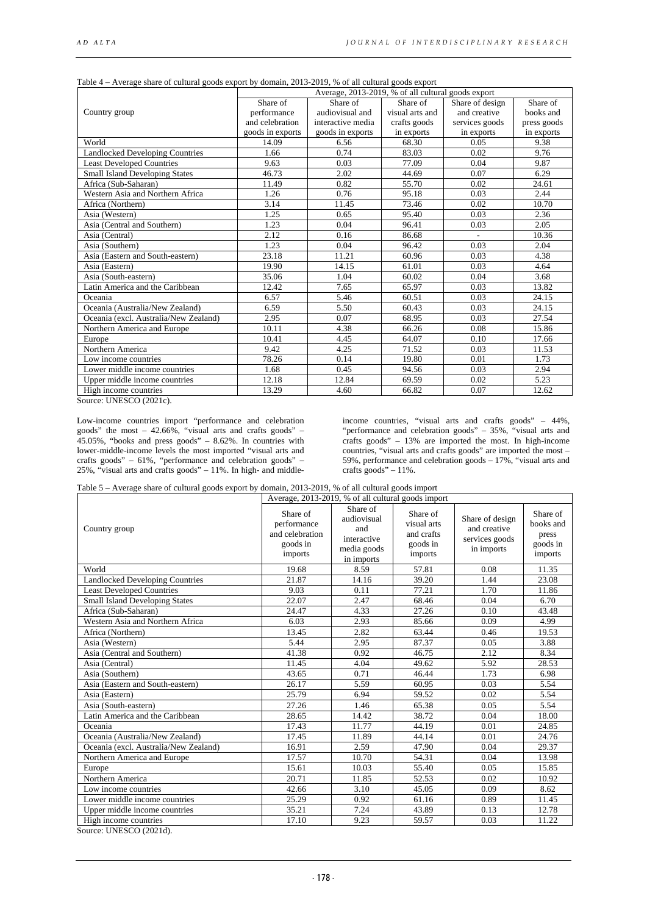Table 4 – Average share of cultural goods export by domain, 2013-2019, % of all cultural goods export

| Country group | Average, 2013-2019, % of all cultural goods export | | | | |
|---|---|---|---|---|---|
| | Share of performance and celebration goods in exports | Share of audiovisual and interactive media goods in exports | Share of visual arts and crafts goods in exports | Share of design and creative services goods in exports | Share of books and press goods in exports |
| World | 14.09 | 6.56 | 68.30 | 0.05 | 9.38 |
| Landlocked Developing Countries | 1.66 | 0.74 | 83.03 | 0.02 | 9.76 |
| Least Developed Countries | 9.63 | 0.03 | 77.09 | 0.04 | 9.87 |
| Small Island Developing States | 46.73 | 2.02 | 44.69 | 0.07 | 6.29 |
| Africa (Sub-Saharan) | 11.49 | 0.82 | 55.70 | 0.02 | 24.61 |
| Western Asia and Northern Africa | 1.26 | 0.76 | 95.18 | 0.03 | 2.44 |
| Africa (Northern) | 3.14 | 11.45 | 73.46 | 0.02 | 10.70 |
| Asia (Western) | 1.25 | 0.65 | 95.40 | 0.03 | 2.36 |
| Asia (Central and Southern) | 1.23 | 0.04 | 96.41 | 0.03 | 2.05 |
| Asia (Central) | 2.12 | 0.16 | 86.68 | - | 10.36 |
| Asia (Southern) | 1.23 | 0.04 | 96.42 | 0.03 | 2.04 |
| Asia (Eastern and South-eastern) | 23.18 | 11.21 | 60.96 | 0.03 | 4.38 |
| Asia (Eastern) | 19.90 | 14.15 | 61.01 | 0.03 | 4.64 |
| Asia (South-eastern) | 35.06 | 1.04 | 60.02 | 0.04 | 3.68 |
| Latin America and the Caribbean | 12.42 | 7.65 | 65.97 | 0.03 | 13.82 |
| Oceania | 6.57 | 5.46 | 60.51 | 0.03 | 24.15 |
| Oceania (Australia/New Zealand) | 6.59 | 5.50 | 60.43 | 0.03 | 24.15 |
| Oceania (excl. Australia/New Zealand) | 2.95 | 0.07 | 68.95 | 0.03 | 27.54 |
| Northern America and Europe | 10.11 | 4.38 | 66.26 | 0.08 | 15.86 |
| Europe | 10.41 | 4.45 | 64.07 | 0.10 | 17.66 |
| Northern America | 9.42 | 4.25 | 71.52 | 0.03 | 11.53 |
| Low income countries | 78.26 | 0.14 | 19.80 | 0.01 | 1.73 |
| Lower middle income countries | 1.68 | 0.45 | 94.56 | 0.03 | 2.94 |
| Upper middle income countries | 12.18 | 12.84 | 69.59 | 0.02 | 5.23 |
| High income countries | 13.29 | 4.60 | 66.82 | 0.07 | 12.62 |

Source: UNESCO (2021c).

Low-income countries import "performance and celebration goods" the most – 42.66%, "visual arts and crafts goods" – 45.05%, "books and press goods" – 8.62%. In countries with lower-middle-income levels the most imported "visual arts and crafts goods" – 61%, "performance and celebration goods" – 25%, "visual arts and crafts goods" – 11%. In high- and middle-income countries, "visual arts and crafts goods" – 44%, "performance and celebration goods" – 35%, "visual arts and crafts goods" – 13% are imported the most. In high-income countries, "visual arts and crafts goods" are imported the most – 59%, performance and celebration goods – 17%, "visual arts and crafts goods" – 11%.

Table 5 – Average share of cultural goods export by domain, 2013-2019, % of all cultural goods import

| Country group | Average, 2013-2019, % of all cultural goods import | | | | |
|---|---|---|---|---|---|
| | Share of performance and celebration goods in imports | Share of audiovisual and interactive media goods in imports | Share of visual arts and crafts goods in imports | Share of design and creative services goods in imports | Share of books and press goods in imports |
| World | 19.68 | 8.59 | 57.81 | 0.08 | 11.35 |
| Landlocked Developing Countries | 21.87 | 14.16 | 39.20 | 1.44 | 23.08 |
| Least Developed Countries | 9.03 | 0.11 | 77.21 | 1.70 | 11.86 |
| Small Island Developing States | 22.07 | 2.47 | 68.46 | 0.04 | 6.70 |
| Africa (Sub-Saharan) | 24.47 | 4.33 | 27.26 | 0.10 | 43.48 |
| Western Asia and Northern Africa | 6.03 | 2.93 | 85.66 | 0.09 | 4.99 |
| Africa (Northern) | 13.45 | 2.82 | 63.44 | 0.46 | 19.53 |
| Asia (Western) | 5.44 | 2.95 | 87.37 | 0.05 | 3.88 |
| Asia (Central and Southern) | 41.38 | 0.92 | 46.75 | 2.12 | 8.34 |
| Asia (Central) | 11.45 | 4.04 | 49.62 | 5.92 | 28.53 |
| Asia (Southern) | 43.65 | 0.71 | 46.44 | 1.73 | 6.98 |
| Asia (Eastern and South-eastern) | 26.17 | 5.59 | 60.95 | 0.03 | 5.54 |
| Asia (Eastern) | 25.79 | 6.94 | 59.52 | 0.02 | 5.54 |
| Asia (South-eastern) | 27.26 | 1.46 | 65.38 | 0.05 | 5.54 |
| Latin America and the Caribbean | 28.65 | 14.42 | 38.72 | 0.04 | 18.00 |
| Oceania | 17.43 | 11.77 | 44.19 | 0.01 | 24.85 |
| Oceania (Australia/New Zealand) | 17.45 | 11.89 | 44.14 | 0.01 | 24.76 |
| Oceania (excl. Australia/New Zealand) | 16.91 | 2.59 | 47.90 | 0.04 | 29.37 |
| Northern America and Europe | 17.57 | 10.70 | 54.31 | 0.04 | 13.98 |
| Europe | 15.61 | 10.03 | 55.40 | 0.05 | 15.85 |
| Northern America | 20.71 | 11.85 | 52.53 | 0.02 | 10.92 |
| Low income countries | 42.66 | 3.10 | 45.05 | 0.09 | 8.62 |
| Lower middle income countries | 25.29 | 0.92 | 61.16 | 0.89 | 11.45 |
| Upper middle income countries | 35.21 | 7.24 | 43.89 | 0.13 | 12.78 |
| High income countries | 17.10 | 9.23 | 59.57 | 0.03 | 11.22 |

Source: UNESCO (2021d).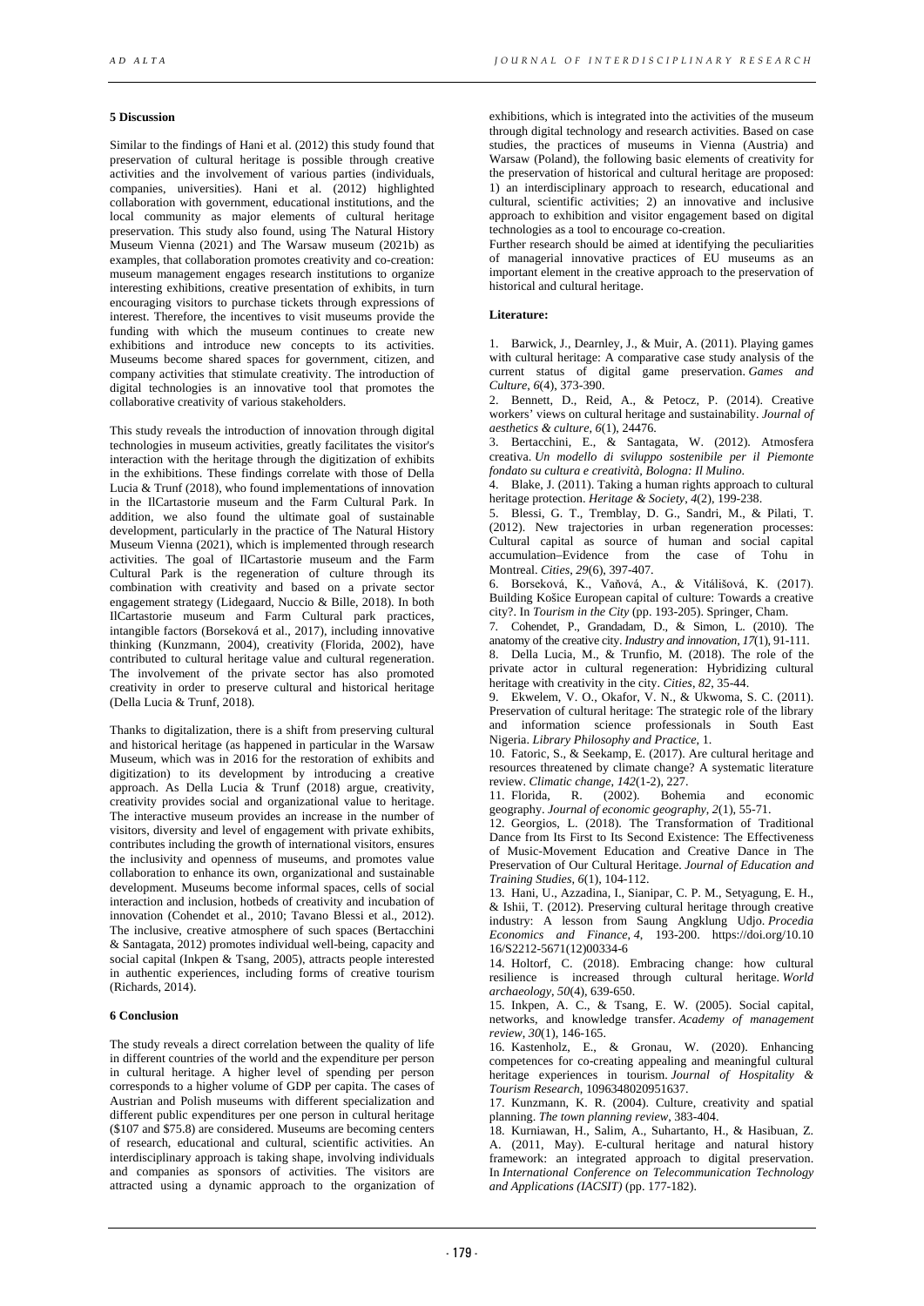## 5 Discussion

Similar to the findings of Hani et al. (2012) this study found that preservation of cultural heritage is possible through creative activities and the involvement of various parties (individuals, companies, universities). Hani et al. (2012) highlighted collaboration with government, educational institutions, and the local community as major elements of cultural heritage preservation. This study also found, using The Natural History Museum Vienna (2021) and The Warsaw museum (2021b) as examples, that collaboration promotes creativity and co-creation: museum management engages research institutions to organize interesting exhibitions, creative presentation of exhibits, in turn encouraging visitors to purchase tickets through expressions of interest. Therefore, the incentives to visit museums provide the funding with which the museum continues to create new exhibitions and introduce new concepts to its activities. Museums become shared spaces for government, citizen, and company activities that stimulate creativity. The introduction of digital technologies is an innovative tool that promotes the collaborative creativity of various stakeholders.

This study reveals the introduction of innovation through digital technologies in museum activities, greatly facilitates the visitor's interaction with the heritage through the digitization of exhibits in the exhibitions. These findings correlate with those of Della Lucia & Trunf (2018), who found implementations of innovation in the IlCartastorie museum and the Farm Cultural Park. In addition, we also found the ultimate goal of sustainable development, particularly in the practice of The Natural History Museum Vienna (2021), which is implemented through research activities. The goal of IlCartastorie museum and the Farm Cultural Park is the regeneration of culture through its combination with creativity and based on a private sector engagement strategy (Lidegaard, Nuccio & Bille, 2018). In both IlCartastorie museum and Farm Cultural park practices, intangible factors (Borseková et al., 2017), including innovative thinking (Kunzmann, 2004), creativity (Florida, 2002), have contributed to cultural heritage value and cultural regeneration. The involvement of the private sector has also promoted creativity in order to preserve cultural and historical heritage (Della Lucia & Trunf, 2018).

Thanks to digitalization, there is a shift from preserving cultural and historical heritage (as happened in particular in the Warsaw Museum, which was in 2016 for the restoration of exhibits and digitization) to its development by introducing a creative approach. As Della Lucia & Trunf (2018) argue, creativity, creativity provides social and organizational value to heritage. The interactive museum provides an increase in the number of visitors, diversity and level of engagement with private exhibits, contributes including the growth of international visitors, ensures the inclusivity and openness of museums, and promotes value collaboration to enhance its own, organizational and sustainable development. Museums become informal spaces, cells of social interaction and inclusion, hotbeds of creativity and incubation of innovation (Cohendet et al., 2010; Tavano Blessi et al., 2012). The inclusive, creative atmosphere of such spaces (Bertacchini & Santagata, 2012) promotes individual well-being, capacity and social capital (Inkpen & Tsang, 2005), attracts people interested in authentic experiences, including forms of creative tourism (Richards, 2014).

## 6 Conclusion

The study reveals a direct correlation between the quality of life in different countries of the world and the expenditure per person in cultural heritage. A higher level of spending per person corresponds to a higher volume of GDP per capita. The cases of Austrian and Polish museums with different specialization and different public expenditures per one person in cultural heritage ($107 and $75.8) are considered. Museums are becoming centers of research, educational and cultural, scientific activities. An interdisciplinary approach is taking shape, involving individuals and companies as sponsors of activities. The visitors are attracted using a dynamic approach to the organization of exhibitions, which is integrated into the activities of the museum through digital technology and research activities. Based on case studies, the practices of museums in Vienna (Austria) and Warsaw (Poland), the following basic elements of creativity for the preservation of historical and cultural heritage are proposed: 1) an interdisciplinary approach to research, educational and cultural, scientific activities; 2) an innovative and inclusive approach to exhibition and visitor engagement based on digital technologies as a tool to encourage co-creation.

Further research should be aimed at identifying the peculiarities of managerial innovative practices of EU museums as an important element in the creative approach to the preservation of historical and cultural heritage.

**Literature:**

1. Barwick, J., Dearnley, J., & Muir, A. (2011). Playing games with cultural heritage: A comparative case study analysis of the current status of digital game preservation. *Games and Culture*, *6*(4), 373-390.
2. Bennett, D., Reid, A., & Petocz, P. (2014). Creative workers' views on cultural heritage and sustainability. *Journal of aesthetics & culture*, *6*(1), 24476.
3. Bertacchini, E., & Santagata, W. (2012). Atmosfera creativa. *Un modello di sviluppo sostenibile per il Piemonte fondato su cultura e creatività, Bologna: Il Mulino*.
4. Blake, J. (2011). Taking a human rights approach to cultural heritage protection. *Heritage & Society*, *4*(2), 199-238.
5. Blessi, G. T., Tremblay, D. G., Sandri, M., & Pilati, T. (2012). New trajectories in urban regeneration processes: Cultural capital as source of human and social capital accumulation–Evidence from the case of Tohu in Montreal. *Cities*, *29*(6), 397-407.
6. Borseková, K., Vaňová, A., & Vitálišová, K. (2017). Building Košice European capital of culture: Towards a creative city?. In *Tourism in the City* (pp. 193-205). Springer, Cham.
7. Cohendet, P., Grandadam, D., & Simon, L. (2010). The anatomy of the creative city. *Industry and innovation*, *17*(1), 91-111.
8. Della Lucia, M., & Trunfio, M. (2018). The role of the private actor in cultural regeneration: Hybridizing cultural heritage with creativity in the city. *Cities*, *82*, 35-44.
9. Ekwelem, V. O., Okafor, V. N., & Ukwoma, S. C. (2011). Preservation of cultural heritage: The strategic role of the library and information science professionals in South East Nigeria. *Library Philosophy and Practice*, 1.
10. Fatoric, S., & Seekamp, E. (2017). Are cultural heritage and resources threatened by climate change? A systematic literature review. *Climatic change*, *142*(1-2), 227.
11. Florida, R. (2002). Bohemia and economic geography. *Journal of economic geography*, *2*(1), 55-71.
12. Georgios, L. (2018). The Transformation of Traditional Dance from Its First to Its Second Existence: The Effectiveness of Music-Movement Education and Creative Dance in The Preservation of Our Cultural Heritage. *Journal of Education and Training Studies*, *6*(1), 104-112.
13. Hani, U., Azzadina, I., Sianipar, C. P. M., Setyagung, E. H., & Ishii, T. (2012). Preserving cultural heritage through creative industry: A lesson from Saung Angklung Udjo. *Procedia Economics and Finance*, *4*, 193-200. https://doi.org/10.1016/S2212-5671(12)00334-6
14. Holtorf, C. (2018). Embracing change: how cultural resilience is increased through cultural heritage. *World archaeology*, *50*(4), 639-650.
15. Inkpen, A. C., & Tsang, E. W. (2005). Social capital, networks, and knowledge transfer. *Academy of management review*, *30*(1), 146-165.
16. Kastenholz, E., & Gronau, W. (2020). Enhancing competences for co-creating appealing and meaningful cultural heritage experiences in tourism. *Journal of Hospitality & Tourism Research*, 1096348020951637.
17. Kunzmann, K. R. (2004). Culture, creativity and spatial planning. *The town planning review*, 383-404.
18. Kurniawan, H., Salim, A., Suhartanto, H., & Hasibuan, Z. A. (2011, May). E-cultural heritage and natural history framework: an integrated approach to digital preservation. In *International Conference on Telecommunication Technology and Applications (IACSIT)* (pp. 177-182).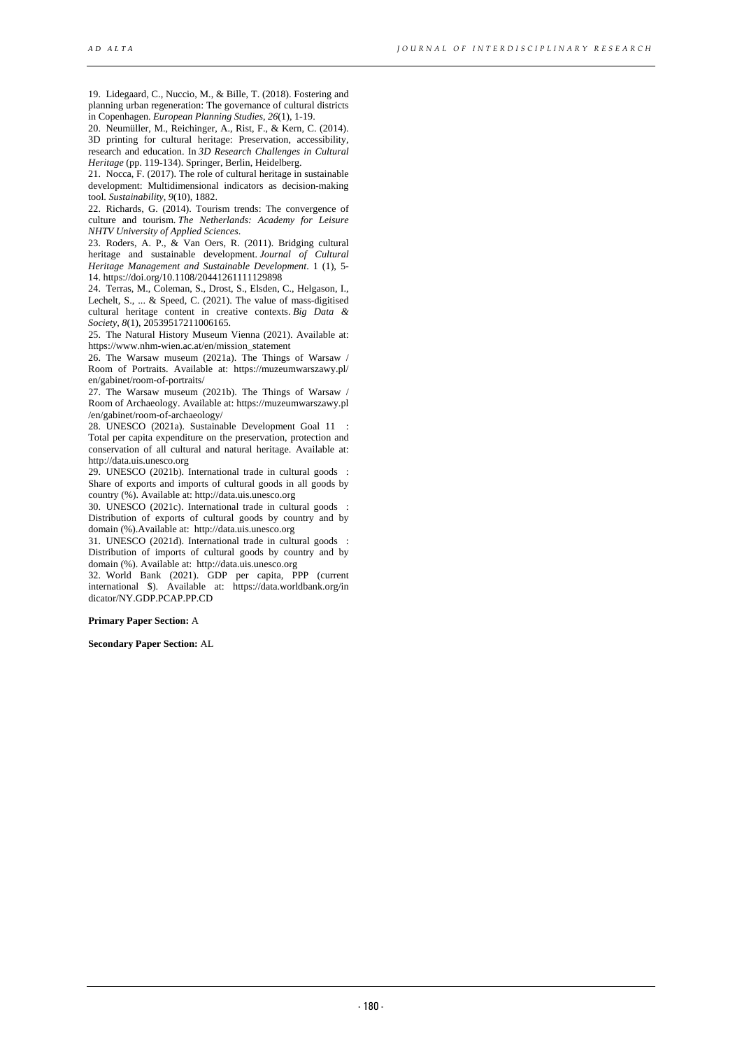19. Lidegaard, C., Nuccio, M., & Bille, T. (2018). Fostering and planning urban regeneration: The governance of cultural districts in Copenhagen. *European Planning Studies*, *26*(1), 1-19.

20. Neumüller, M., Reichinger, A., Rist, F., & Kern, C. (2014). 3D printing for cultural heritage: Preservation, accessibility, research and education. In *3D Research Challenges in Cultural Heritage* (pp. 119-134). Springer, Berlin, Heidelberg.

21. Nocca, F. (2017). The role of cultural heritage in sustainable development: Multidimensional indicators as decision-making tool. *Sustainability*, *9*(10), 1882.

22. Richards, G. (2014). Tourism trends: The convergence of culture and tourism. *The Netherlands: Academy for Leisure NHTV University of Applied Sciences*.

23. Roders, A. P., & Van Oers, R. (2011). Bridging cultural heritage and sustainable development. *Journal of Cultural Heritage Management and Sustainable Development*. 1 (1), 5-14. https://doi.org/10.1108/20441261111129898

24. Terras, M., Coleman, S., Drost, S., Elsden, C., Helgason, I., Lechelt, S., ... & Speed, C. (2021). The value of mass-digitised cultural heritage content in creative contexts. *Big Data & Society*, *8*(1), 20539517211006165.

25. The Natural History Museum Vienna (2021). Available at: https://www.nhm-wien.ac.at/en/mission_statement

26. The Warsaw museum (2021a). The Things of Warsaw / Room of Portraits. Available at: https://muzeumwarszawy.pl/en/gabinet/room-of-portraits/

27. The Warsaw museum (2021b). The Things of Warsaw / Room of Archaeology. Available at: https://muzeumwarszawy.pl/en/gabinet/room-of-archaeology/

28. UNESCO (2021a). Sustainable Development Goal 11 : Total per capita expenditure on the preservation, protection and conservation of all cultural and natural heritage. Available at: http://data.uis.unesco.org

29. UNESCO (2021b). International trade in cultural goods : Share of exports and imports of cultural goods in all goods by country (%). Available at: http://data.uis.unesco.org

30. UNESCO (2021c). International trade in cultural goods : Distribution of exports of cultural goods by country and by domain (%).Available at: http://data.uis.unesco.org

31. UNESCO (2021d). International trade in cultural goods : Distribution of imports of cultural goods by country and by domain (%). Available at: http://data.uis.unesco.org

32. World Bank (2021). GDP per capita, PPP (current international $). Available at: https://data.worldbank.org/indicator/NY.GDP.PCAP.PP.CD

**Primary Paper Section:** A

**Secondary Paper Section:** AL